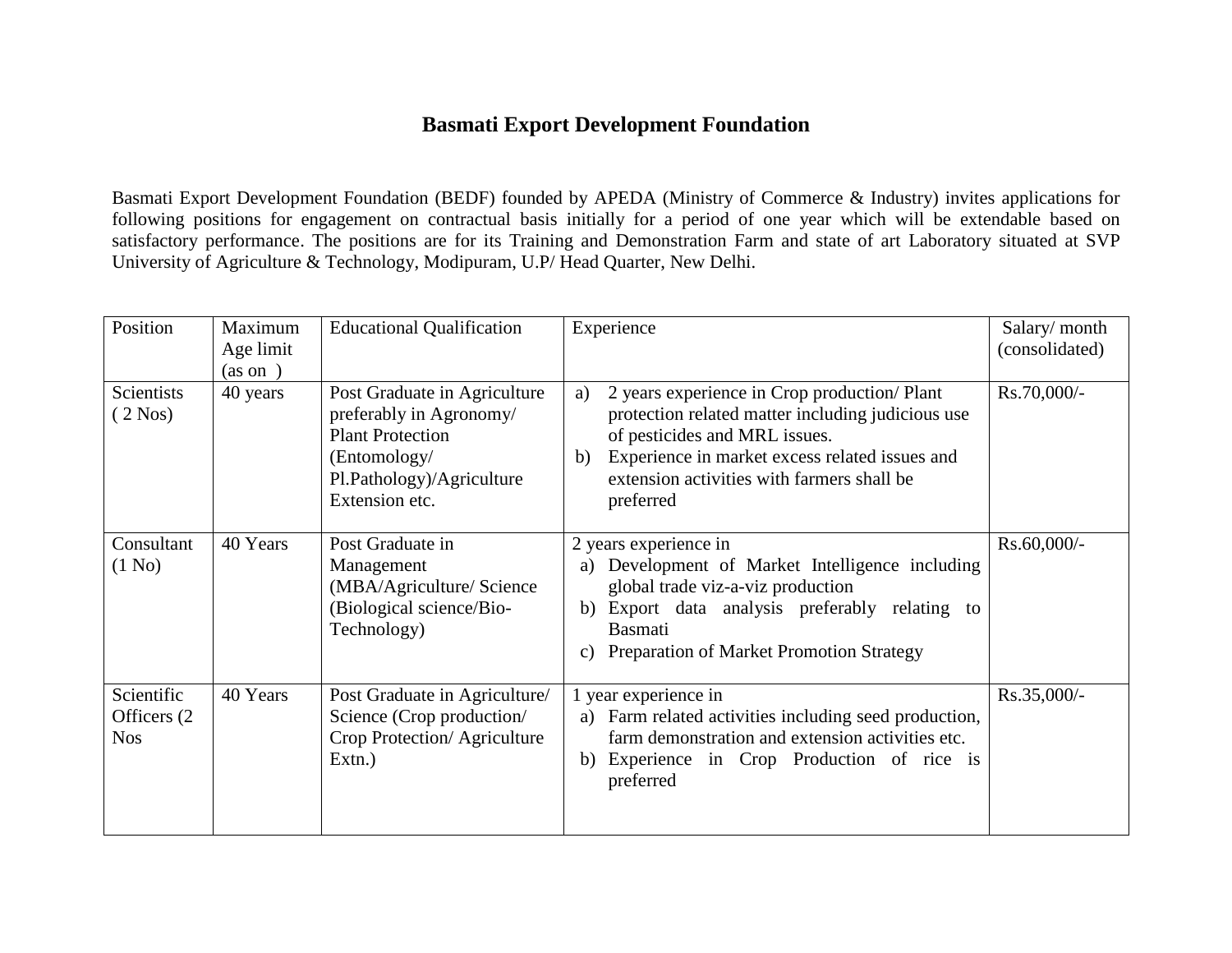# Basmati Export Development Foundation

Basmati Export Development Foundation (BEDF) founded by APEDA (Ministry of Commerce & Industry) invites applications for following positions for engagement on contractual basis initially for a period of one year which will be extendable based on satisfactory performance. The positions are for its Training and Demonstration Farm and state of art Laboratory situated at SVP University of Agriculture & Technology, Modipuram, U.P/ Head Quarter, New Delhi.

| Position | Maximum Age limit (as on ) | Educational Qualification | Experience | Salary/ month (consolidated) |
|---|---|---|---|---|
| Scientists ( 2 Nos) | 40 years | Post Graduate in Agriculture preferably in Agronomy/ Plant Protection (Entomology/ Pl.Pathology)/Agriculture Extension etc. | a) 2 years experience in Crop production/ Plant protection related matter including judicious use of pesticides and MRL issues.<br>b) Experience in market excess related issues and extension activities with farmers shall be preferred | Rs.70,000/- |
| Consultant (1 No) | 40 Years | Post Graduate in Management (MBA/Agriculture/ Science (Biological science/Bio-Technology) | 2 years experience in<br>a) Development of Market Intelligence including global trade viz-a-viz production<br>b) Export data analysis preferably relating to Basmati<br>c) Preparation of Market Promotion Strategy | Rs.60,000/- |
| Scientific Officers (2 Nos | 40 Years | Post Graduate in Agriculture/ Science (Crop production/ Crop Protection/ Agriculture Extn.) | 1 year experience in<br>a) Farm related activities including seed production, farm demonstration and extension activities etc.<br>b) Experience in Crop Production of rice is preferred | Rs.35,000/- |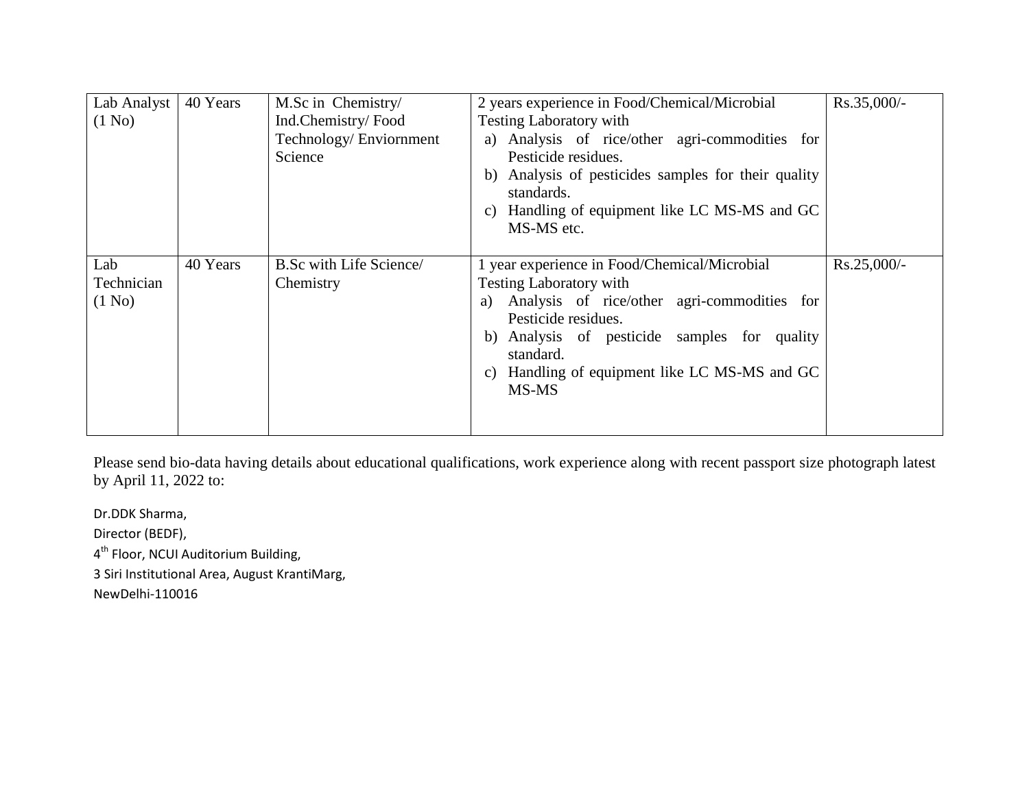| | | | | |
|---|---|---|---|---|
| Lab Analyst (1 No) | 40 Years | M.Sc in Chemistry/ Ind.Chemistry/ Food Technology/ Enviornment Science | 2 years experience in Food/Chemical/Microbial Testing Laboratory with<br>a) Analysis of rice/other agri-commodities for Pesticide residues.<br>b) Analysis of pesticides samples for their quality standards.<br>c) Handling of equipment like LC MS-MS and GC MS-MS etc. | Rs.35,000/- |
| Lab Technician (1 No) | 40 Years | B.Sc with Life Science/ Chemistry | 1 year experience in Food/Chemical/Microbial Testing Laboratory with<br>a) Analysis of rice/other agri-commodities for Pesticide residues.<br>b) Analysis of pesticide samples for quality standard.<br>c) Handling of equipment like LC MS-MS and GC MS-MS | Rs.25,000/- |

Please send bio-data having details about educational qualifications, work experience along with recent passport size photograph latest by April 11, 2022 to:

Dr.DDK Sharma,  
Director (BEDF),  
4th Floor, NCUI Auditorium Building,  
3 Siri Institutional Area, August KrantiMarg,  
NewDelhi-110016